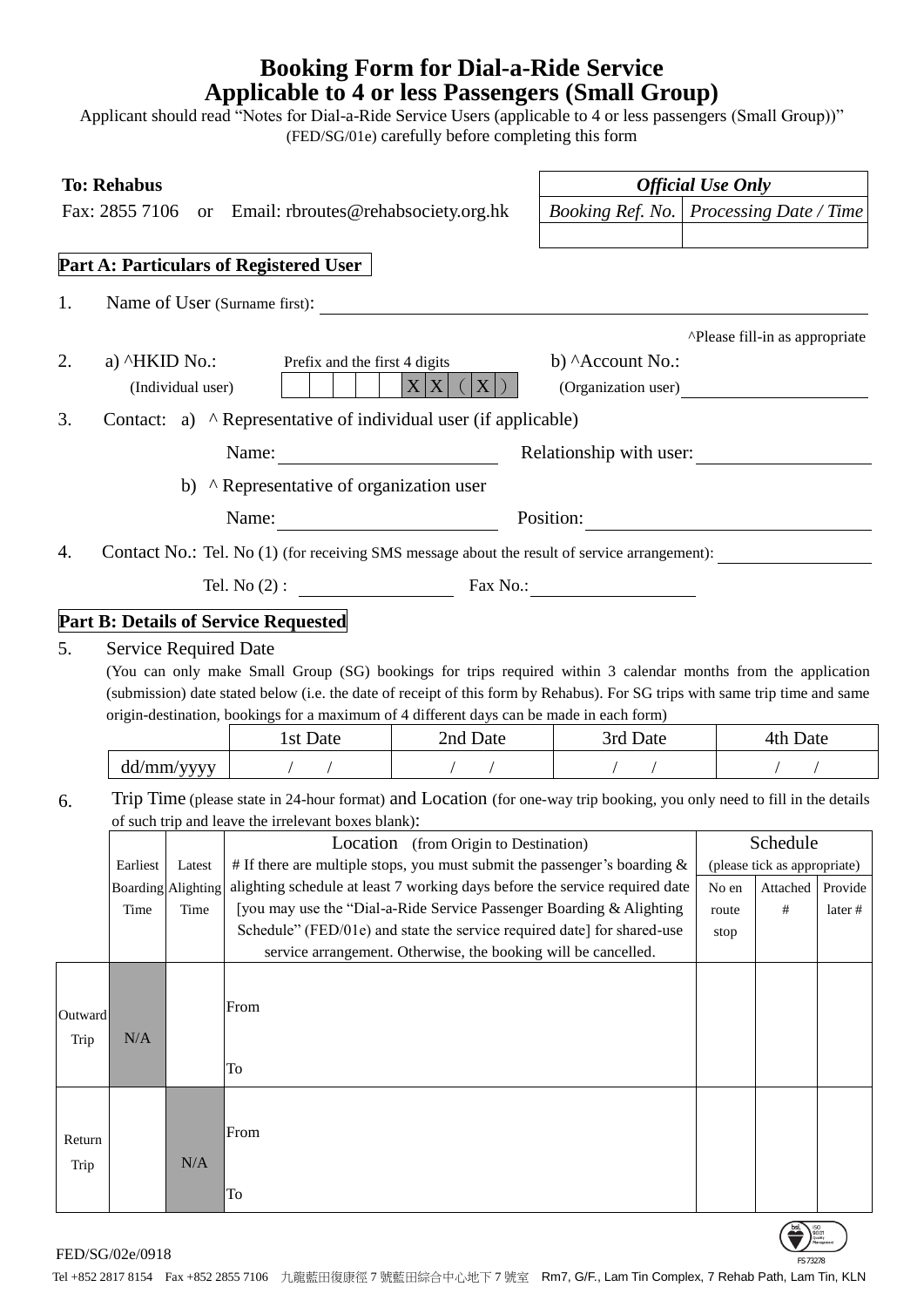# Booking Form for Dial-a-Ride Service
# Applicable to 4 or less Passengers (Small Group)

Applicant should read "Notes for Dial-a-Ride Service Users (applicable to 4 or less passengers (Small Group))" (FED/SG/01e) carefully before completing this form

**To: Rehabus**
Fax: 2855 7106 or Email: rbroutes@rehabsociety.org.hk

| *Official Use Only* | |
|---|---|
| *Booking Ref. No.* | *Processing Date / Time* |
| | |

## Part A: Particulars of Registered User

1. Name of User (Surname first): ____________________

^Please fill-in as appropriate

2. a) ^HKID No.: (Individual user) Prefix and the first 4 digits [ | | | | | | X | X | ( | X | ) ]
   b) ^Account No.: (Organization user) ____________________

3. Contact: a) ^ Representative of individual user (if applicable)
   Name: ____________________ Relationship with user: ____________________
   b) ^ Representative of organization user
   Name: ____________________ Position: ____________________

4. Contact No.: Tel. No (1) (for receiving SMS message about the result of service arrangement): ____________________
   Tel. No (2) : ____________________ Fax No.: ____________________

## Part B: Details of Service Requested

5. Service Required Date
   (You can only make Small Group (SG) bookings for trips required within 3 calendar months from the application (submission) date stated below (i.e. the date of receipt of this form by Rehabus). For SG trips with same trip time and same origin-destination, bookings for a maximum of 4 different days can be made in each form)

| | 1st Date | 2nd Date | 3rd Date | 4th Date |
|---|---|---|---|---|
| dd/mm/yyyy | / / | / / | / / | / / |

6. Trip Time (please state in 24-hour format) and Location (for one-way trip booking, you only need to fill in the details of such trip and leave the irrelevant boxes blank):

| | Earliest Boarding Time | Latest Alighting Time | Location (from Origin to Destination) # If there are multiple stops, you must submit the passenger's boarding & alighting schedule at least 7 working days before the service required date [you may use the "Dial-a-Ride Service Passenger Boarding & Alighting Schedule" (FED/01e) and state the service required date] for shared-use service arrangement. Otherwise, the booking will be cancelled. | Schedule (please tick as appropriate) | | |
|---|---|---|---|---|---|---|
| | | | | No en route stop | Attached # | Provide later # |
| Outward Trip | N/A | | From<br><br>To | | | |
| Return Trip | | N/A | From<br><br>To | | | |

FED/SG/02e/0918

Tel +852 2817 8154 Fax +852 2855 7106 九龍藍田復康徑 7 號藍田綜合中心地下 7 號室 Rm7, G/F., Lam Tin Complex, 7 Rehab Path, Lam Tin, KLN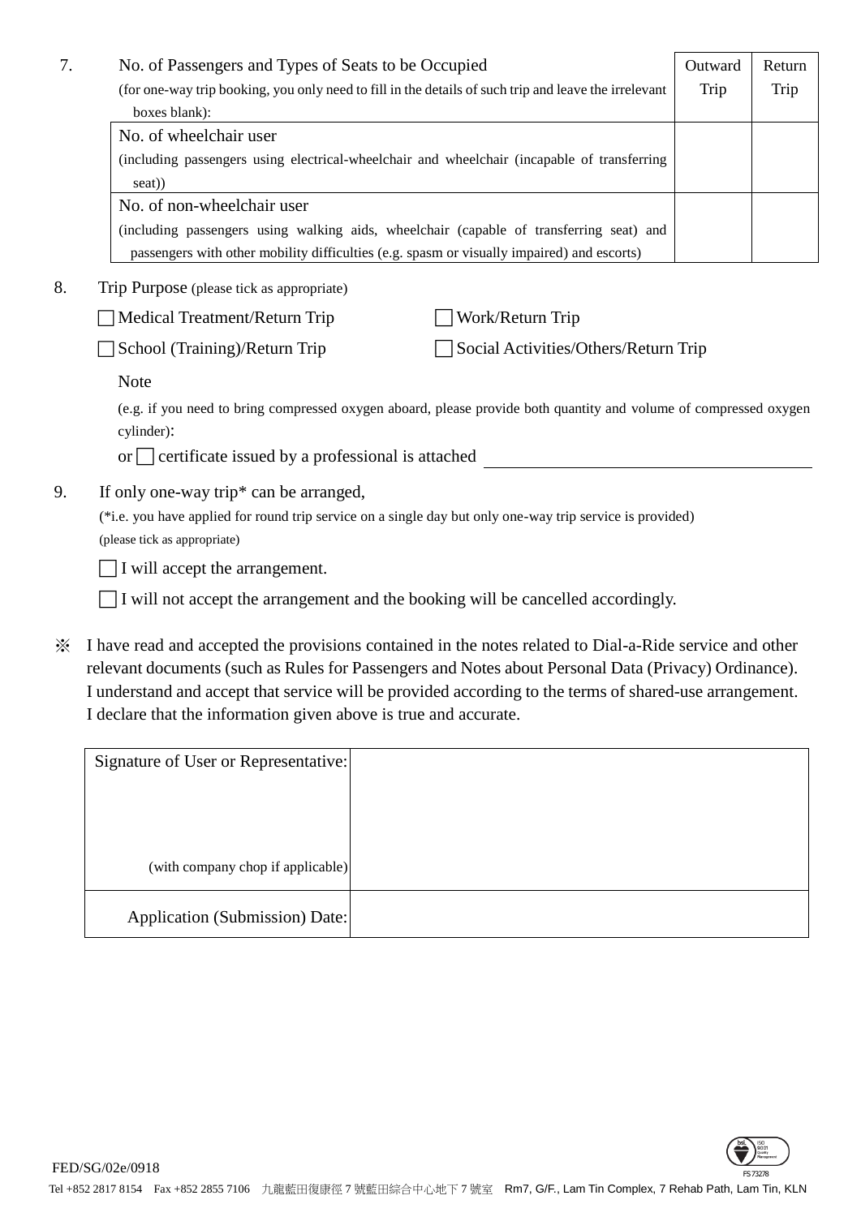| 7. No. of Passengers and Types of Seats to be Occupied (for one-way trip booking, you only need to fill in the details of such trip and leave the irrelevant boxes blank): | Outward Trip | Return Trip |
|---|---|---|
| No. of wheelchair user (including passengers using electrical-wheelchair and wheelchair (incapable of transferring seat)) | | |
| No. of non-wheelchair user (including passengers using walking aids, wheelchair (capable of transferring seat) and passengers with other mobility difficulties (e.g. spasm or visually impaired) and escorts) | | |

8. Trip Purpose (please tick as appropriate)

☐ Medical Treatment/Return Trip ☐ Work/Return Trip

☐ School (Training)/Return Trip ☐ Social Activities/Others/Return Trip

Note

(e.g. if you need to bring compressed oxygen aboard, please provide both quantity and volume of compressed oxygen cylinder):

or ☐ certificate issued by a professional is attached ____________________

9. If only one-way trip* can be arranged,

(*i.e. you have applied for round trip service on a single day but only one-way trip service is provided)

(please tick as appropriate)

☐ I will accept the arrangement.

☐ I will not accept the arrangement and the booking will be cancelled accordingly.

※ I have read and accepted the provisions contained in the notes related to Dial-a-Ride service and other relevant documents (such as Rules for Passengers and Notes about Personal Data (Privacy) Ordinance). I understand and accept that service will be provided according to the terms of shared-use arrangement. I declare that the information given above is true and accurate.

| | |
|---|---|
| Signature of User or Representative: (with company chop if applicable) | |
| Application (Submission) Date: | |

FED/SG/02e/0918

Tel +852 2817 8154 Fax +852 2855 7106 九龍藍田復康徑 7 號藍田綜合中心地下 7 號室 Rm7, G/F., Lam Tin Complex, 7 Rehab Path, Lam Tin, KLN